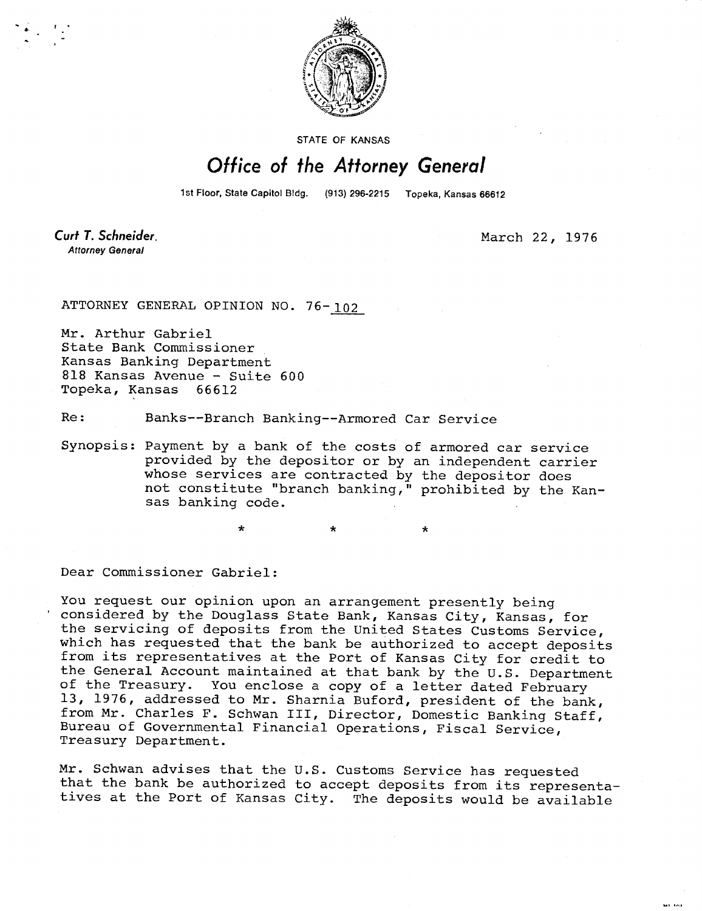STATE OF KANSAS

# Office of the Attorney General

1st Floor, State Capitol Bldg. (913) 296-2215 Topeka, Kansas 66612

**Curt T. Schneider**,
*Attorney General*

March 22, 1976

ATTORNEY GENERAL OPINION NO. 76-102

Mr. Arthur Gabriel
State Bank Commissioner
Kansas Banking Department
818 Kansas Avenue - Suite 600
Topeka, Kansas 66612

Re: Banks--Branch Banking--Armored Car Service

Synopsis: Payment by a bank of the costs of armored car service provided by the depositor or by an independent carrier whose services are contracted by the depositor does not constitute "branch banking," prohibited by the Kansas banking code.

\* \* \*

Dear Commissioner Gabriel:

You request our opinion upon an arrangement presently being considered by the Douglass State Bank, Kansas City, Kansas, for the servicing of deposits from the United States Customs Service, which has requested that the bank be authorized to accept deposits from its representatives at the Port of Kansas City for credit to the General Account maintained at that bank by the U.S. Department of the Treasury. You enclose a copy of a letter dated February 13, 1976, addressed to Mr. Sharnia Buford, president of the bank, from Mr. Charles F. Schwan III, Director, Domestic Banking Staff, Bureau of Governmental Financial Operations, Fiscal Service, Treasury Department.

Mr. Schwan advises that the U.S. Customs Service has requested that the bank be authorized to accept deposits from its representatives at the Port of Kansas City. The deposits would be available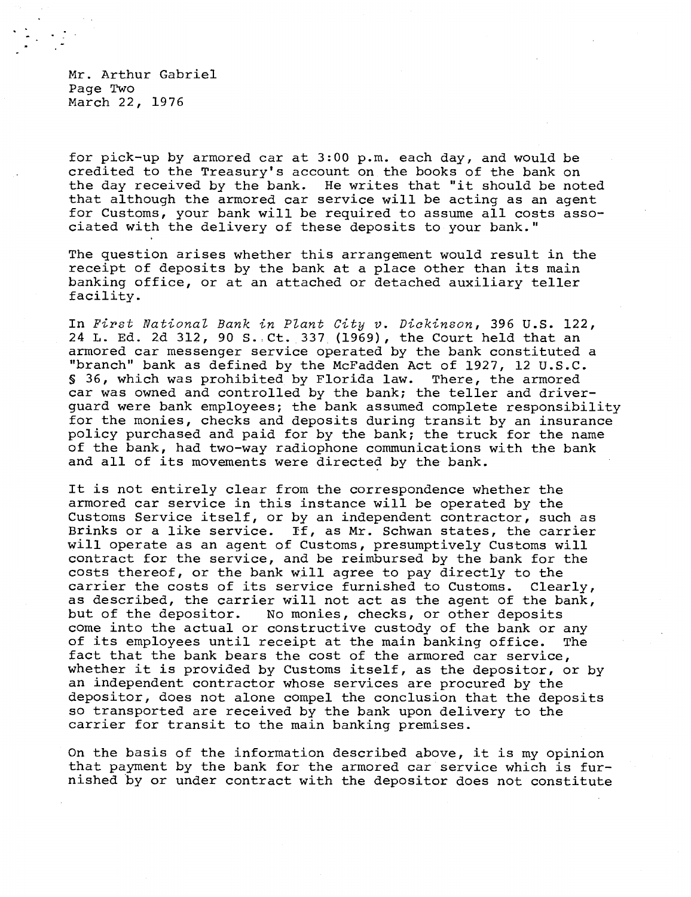for pick-up by armored car at 3:00 p.m. each day, and would be credited to the Treasury's account on the books of the bank on the day received by the bank. He writes that "it should be noted that although the armored car service will be acting as an agent for Customs, your bank will be required to assume all costs associated with the delivery of these deposits to your bank."

The question arises whether this arrangement would result in the receipt of deposits by the bank at a place other than its main banking office, or at an attached or detached auxiliary teller facility.

In *First National Bank in Plant City v. Dickinson*, 396 U.S. 122, 24 L. Ed. 2d 312, 90 S. Ct. 337 (1969), the Court held that an armored car messenger service operated by the bank constituted a "branch" bank as defined by the McFadden Act of 1927, 12 U.S.C. § 36, which was prohibited by Florida law. There, the armored car was owned and controlled by the bank; the teller and driver-guard were bank employees; the bank assumed complete responsibility for the monies, checks and deposits during transit by an insurance policy purchased and paid for by the bank; the truck for the name of the bank, had two-way radiophone communications with the bank and all of its movements were directed by the bank.

It is not entirely clear from the correspondence whether the armored car service in this instance will be operated by the Customs Service itself, or by an independent contractor, such as Brinks or a like service. If, as Mr. Schwan states, the carrier will operate as an agent of Customs, presumptively Customs will contract for the service, and be reimbursed by the bank for the costs thereof, or the bank will agree to pay directly to the carrier the costs of its service furnished to Customs. Clearly, as described, the carrier will not act as the agent of the bank, but of the depositor. No monies, checks, or other deposits come into the actual or constructive custody of the bank or any of its employees until receipt at the main banking office. The fact that the bank bears the cost of the armored car service, whether it is provided by Customs itself, as the depositor, or by an independent contractor whose services are procured by the depositor, does not alone compel the conclusion that the deposits so transported are received by the bank upon delivery to the carrier for transit to the main banking premises.

On the basis of the information described above, it is my opinion that payment by the bank for the armored car service which is furnished by or under contract with the depositor does not constitute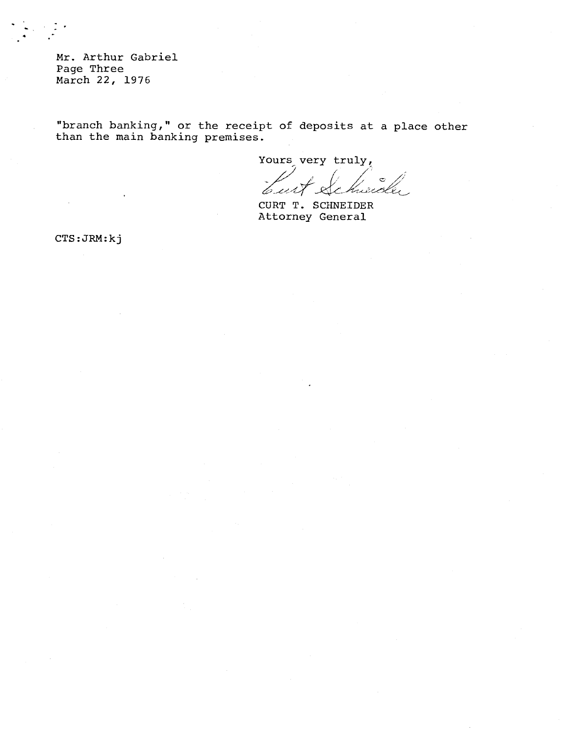Mr. Arthur Gabriel
Page Three
March 22, 1976

"branch banking," or the receipt of deposits at a place other than the main banking premises.

Yours very truly,

CURT T. SCHNEIDER
Attorney General

CTS:JRM:kj